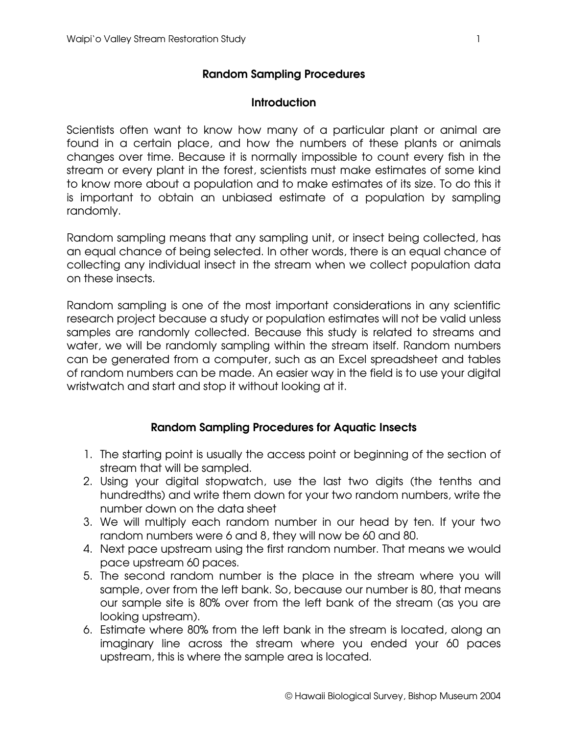# Random Sampling Procedures

## Introduction

Scientists often want to know how many of a particular plant or animal are found in a certain place, and how the numbers of these plants or animals changes over time. Because it is normally impossible to count every fish in the stream or every plant in the forest, scientists must make estimates of some kind to know more about a population and to make estimates of its size. To do this it is important to obtain an unbiased estimate of a population by sampling randomly.

Random sampling means that any sampling unit, or insect being collected, has an equal chance of being selected. In other words, there is an equal chance of collecting any individual insect in the stream when we collect population data on these insects.

Random sampling is one of the most important considerations in any scientific research project because a study or population estimates will not be valid unless samples are randomly collected. Because this study is related to streams and water, we will be randomly sampling within the stream itself. Random numbers can be generated from a computer, such as an Excel spreadsheet and tables of random numbers can be made. An easier way in the field is to use your digital wristwatch and start and stop it without looking at it.

## Random Sampling Procedures for Aquatic Insects

1. The starting point is usually the access point or beginning of the section of stream that will be sampled.
2. Using your digital stopwatch, use the last two digits (the tenths and hundredths) and write them down for your two random numbers, write the number down on the data sheet
3. We will multiply each random number in our head by ten. If your two random numbers were 6 and 8, they will now be 60 and 80.
4. Next pace upstream using the first random number. That means we would pace upstream 60 paces.
5. The second random number is the place in the stream where you will sample, over from the left bank. So, because our number is 80, that means our sample site is 80% over from the left bank of the stream (as you are looking upstream).
6. Estimate where 80% from the left bank in the stream is located, along an imaginary line across the stream where you ended your 60 paces upstream, this is where the sample area is located.

© Hawaii Biological Survey, Bishop Museum 2004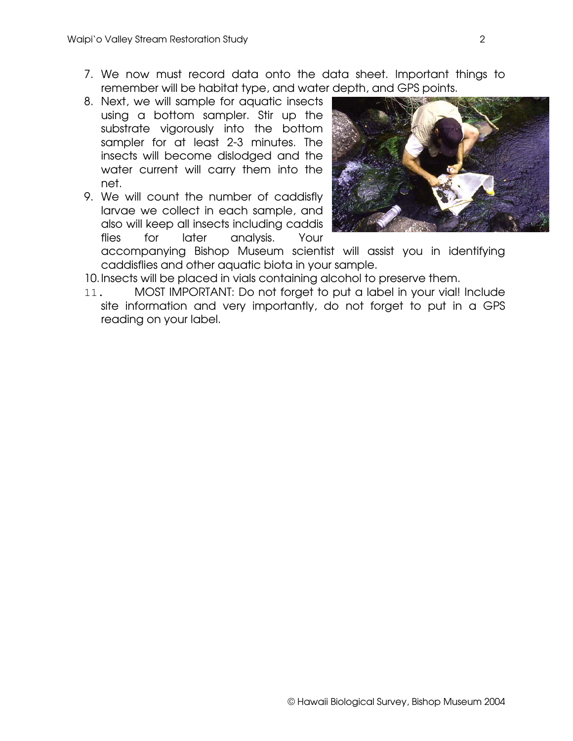7. We now must record data onto the data sheet. Important things to remember will be habitat type, and water depth, and GPS points.
8. Next, we will sample for aquatic insects using a bottom sampler. Stir up the substrate vigorously into the bottom sampler for at least 2-3 minutes. The insects will become dislodged and the water current will carry them into the net.
9. We will count the number of caddisfly larvae we collect in each sample, and also will keep all insects including caddis flies for later analysis. Your accompanying Bishop Museum scientist will assist you in identifying caddisflies and other aquatic biota in your sample.
10. Insects will be placed in vials containing alcohol to preserve them.
11. MOST IMPORTANT: Do not forget to put a label in your vial! Include site information and very importantly, do not forget to put in a GPS reading on your label.

© Hawaii Biological Survey, Bishop Museum 2004